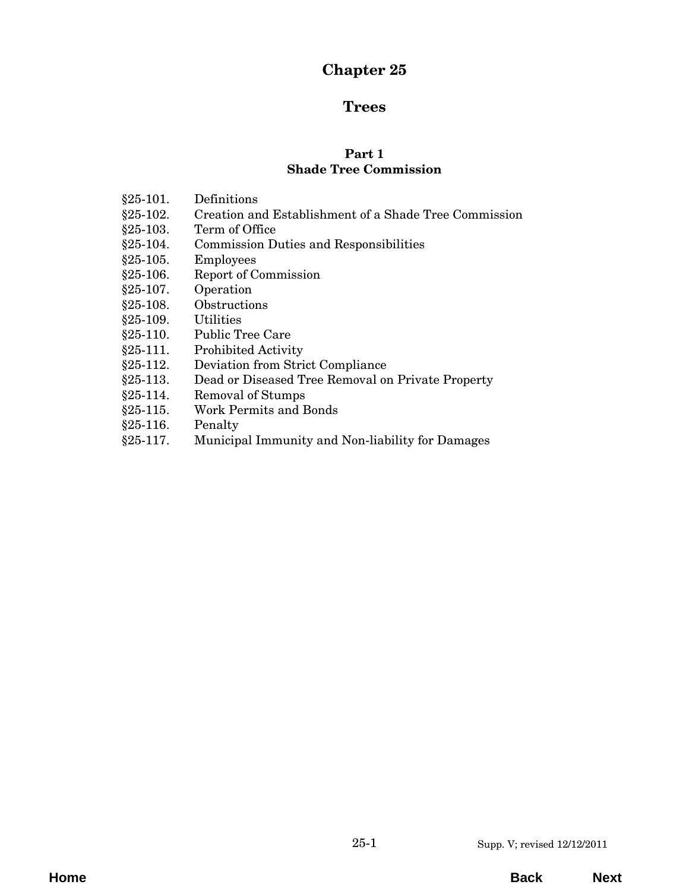# Chapter 25

# Trees

## Part 1
## Shade Tree Commission

§25-101. Definitions
§25-102. Creation and Establishment of a Shade Tree Commission
§25-103. Term of Office
§25-104. Commission Duties and Responsibilities
§25-105. Employees
§25-106. Report of Commission
§25-107. Operation
§25-108. Obstructions
§25-109. Utilities
§25-110. Public Tree Care
§25-111. Prohibited Activity
§25-112. Deviation from Strict Compliance
§25-113. Dead or Diseased Tree Removal on Private Property
§25-114. Removal of Stumps
§25-115. Work Permits and Bonds
§25-116. Penalty
§25-117. Municipal Immunity and Non-liability for Damages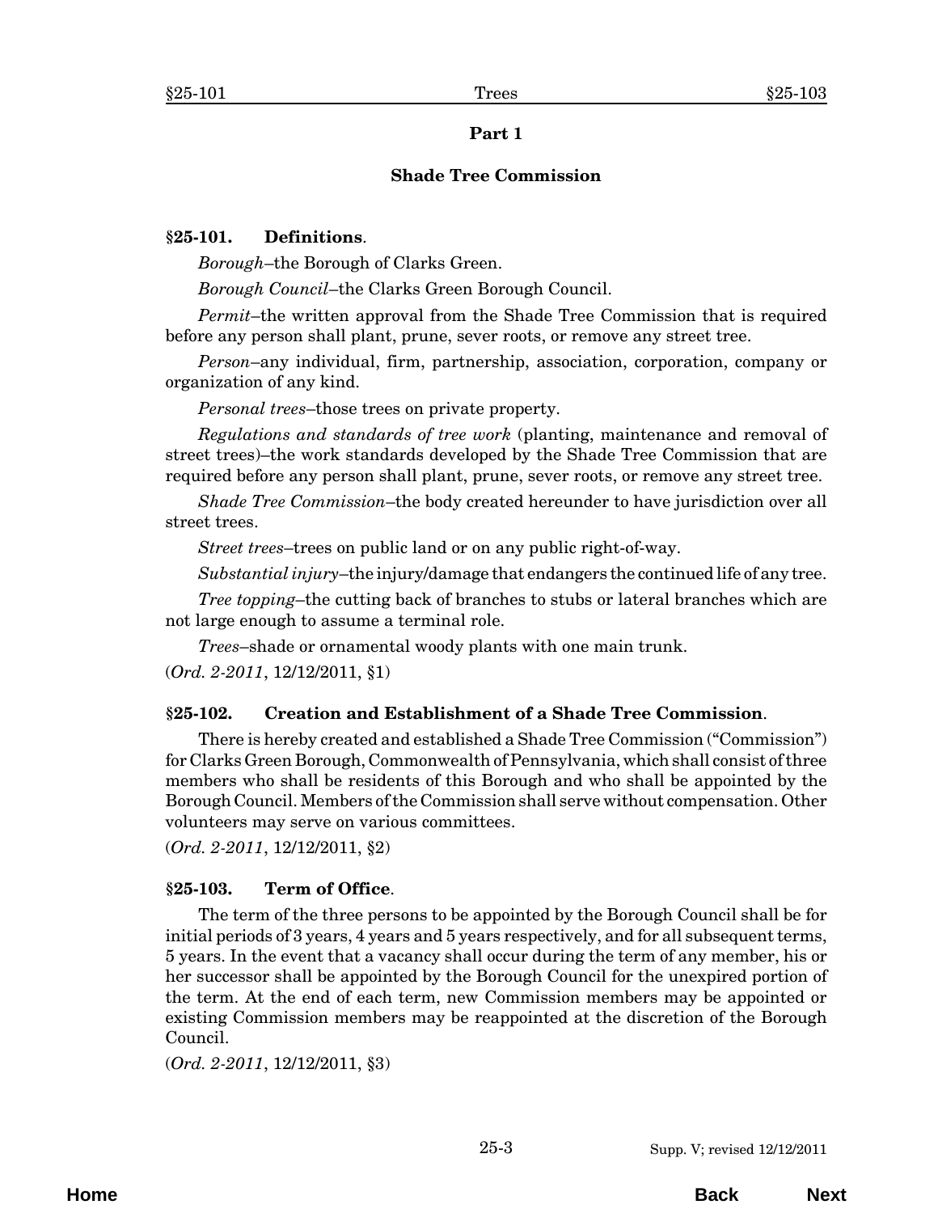## Part 1

## Shade Tree Commission

### §25-101. Definitions.

*Borough*–the Borough of Clarks Green.

*Borough Council*–the Clarks Green Borough Council.

*Permit*–the written approval from the Shade Tree Commission that is required before any person shall plant, prune, sever roots, or remove any street tree.

*Person*–any individual, firm, partnership, association, corporation, company or organization of any kind.

*Personal trees*–those trees on private property.

*Regulations and standards of tree work* (planting, maintenance and removal of street trees)–the work standards developed by the Shade Tree Commission that are required before any person shall plant, prune, sever roots, or remove any street tree.

*Shade Tree Commission*–the body created hereunder to have jurisdiction over all street trees.

*Street trees*–trees on public land or on any public right-of-way.

*Substantial injury*–the injury/damage that endangers the continued life of any tree.

*Tree topping*–the cutting back of branches to stubs or lateral branches which are not large enough to assume a terminal role.

*Trees*–shade or ornamental woody plants with one main trunk.

(*Ord. 2-2011*, 12/12/2011, §1)

### §25-102. Creation and Establishment of a Shade Tree Commission.

There is hereby created and established a Shade Tree Commission ("Commission") for Clarks Green Borough, Commonwealth of Pennsylvania, which shall consist of three members who shall be residents of this Borough and who shall be appointed by the Borough Council. Members of the Commission shall serve without compensation. Other volunteers may serve on various committees.

(*Ord. 2-2011*, 12/12/2011, §2)

### §25-103. Term of Office.

The term of the three persons to be appointed by the Borough Council shall be for initial periods of 3 years, 4 years and 5 years respectively, and for all subsequent terms, 5 years. In the event that a vacancy shall occur during the term of any member, his or her successor shall be appointed by the Borough Council for the unexpired portion of the term. At the end of each term, new Commission members may be appointed or existing Commission members may be reappointed at the discretion of the Borough Council.

(*Ord. 2-2011*, 12/12/2011, §3)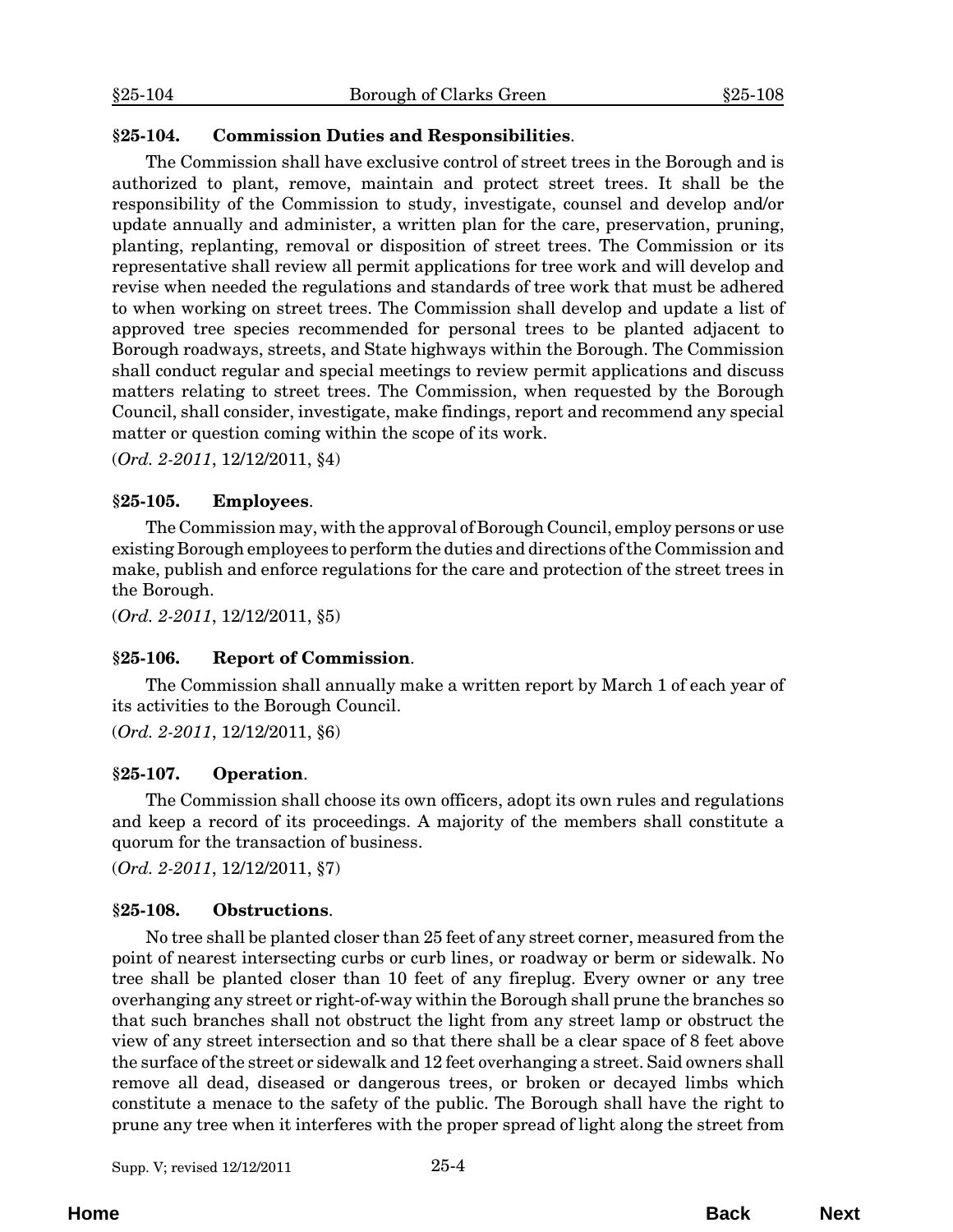### §25-104. Commission Duties and Responsibilities.

The Commission shall have exclusive control of street trees in the Borough and is authorized to plant, remove, maintain and protect street trees. It shall be the responsibility of the Commission to study, investigate, counsel and develop and/or update annually and administer, a written plan for the care, preservation, pruning, planting, replanting, removal or disposition of street trees. The Commission or its representative shall review all permit applications for tree work and will develop and revise when needed the regulations and standards of tree work that must be adhered to when working on street trees. The Commission shall develop and update a list of approved tree species recommended for personal trees to be planted adjacent to Borough roadways, streets, and State highways within the Borough. The Commission shall conduct regular and special meetings to review permit applications and discuss matters relating to street trees. The Commission, when requested by the Borough Council, shall consider, investigate, make findings, report and recommend any special matter or question coming within the scope of its work.

(*Ord. 2-2011*, 12/12/2011, §4)

### §25-105. Employees.

The Commission may, with the approval of Borough Council, employ persons or use existing Borough employees to perform the duties and directions of the Commission and make, publish and enforce regulations for the care and protection of the street trees in the Borough.

(*Ord. 2-2011*, 12/12/2011, §5)

### §25-106. Report of Commission.

The Commission shall annually make a written report by March 1 of each year of its activities to the Borough Council.

(*Ord. 2-2011*, 12/12/2011, §6)

### §25-107. Operation.

The Commission shall choose its own officers, adopt its own rules and regulations and keep a record of its proceedings. A majority of the members shall constitute a quorum for the transaction of business.

(*Ord. 2-2011*, 12/12/2011, §7)

### §25-108. Obstructions.

No tree shall be planted closer than 25 feet of any street corner, measured from the point of nearest intersecting curbs or curb lines, or roadway or berm or sidewalk. No tree shall be planted closer than 10 feet of any fireplug. Every owner or any tree overhanging any street or right-of-way within the Borough shall prune the branches so that such branches shall not obstruct the light from any street lamp or obstruct the view of any street intersection and so that there shall be a clear space of 8 feet above the surface of the street or sidewalk and 12 feet overhanging a street. Said owners shall remove all dead, diseased or dangerous trees, or broken or decayed limbs which constitute a menace to the safety of the public. The Borough shall have the right to prune any tree when it interferes with the proper spread of light along the street from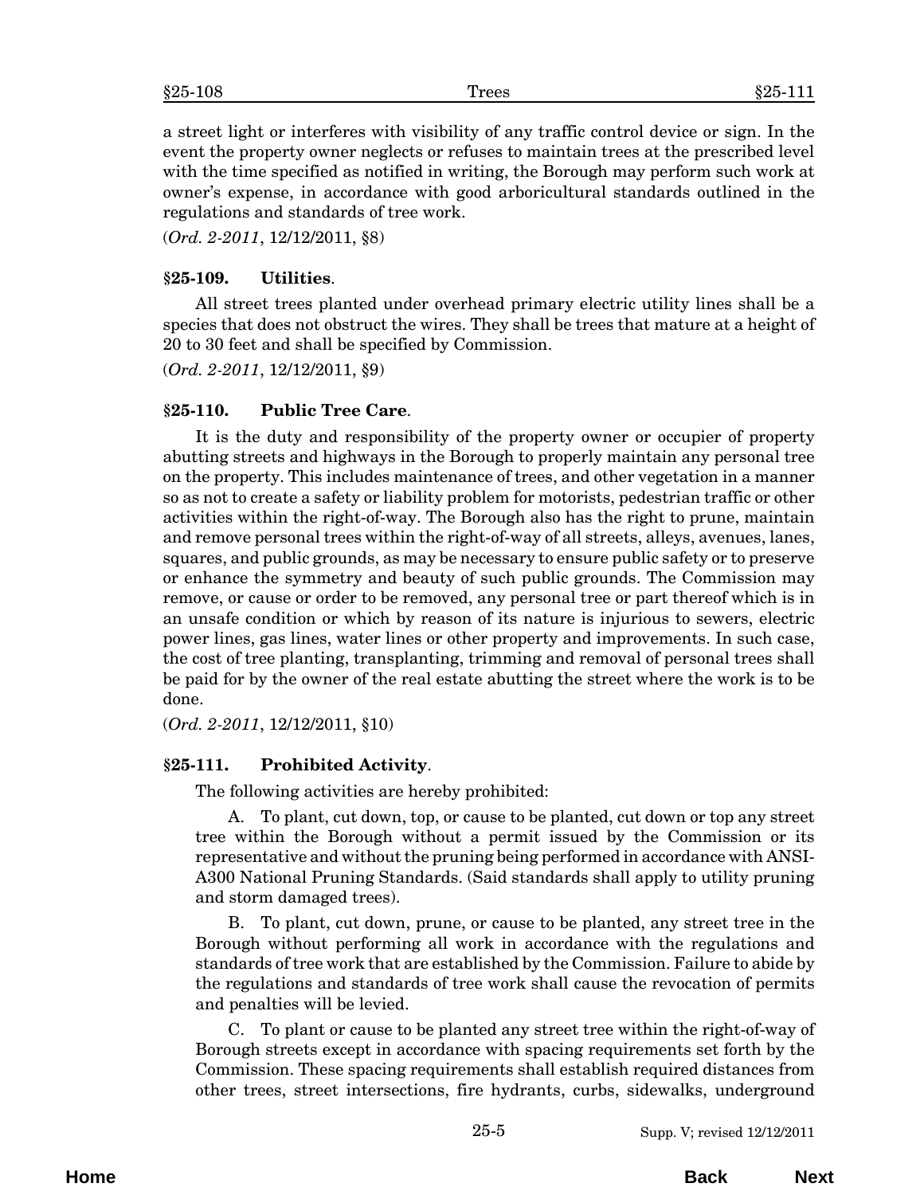a street light or interferes with visibility of any traffic control device or sign. In the event the property owner neglects or refuses to maintain trees at the prescribed level with the time specified as notified in writing, the Borough may perform such work at owner's expense, in accordance with good arboricultural standards outlined in the regulations and standards of tree work.

(*Ord. 2-2011*, 12/12/2011, §8)

### §25-109. Utilities.

All street trees planted under overhead primary electric utility lines shall be a species that does not obstruct the wires. They shall be trees that mature at a height of 20 to 30 feet and shall be specified by Commission.

(*Ord. 2-2011*, 12/12/2011, §9)

### §25-110. Public Tree Care.

It is the duty and responsibility of the property owner or occupier of property abutting streets and highways in the Borough to properly maintain any personal tree on the property. This includes maintenance of trees, and other vegetation in a manner so as not to create a safety or liability problem for motorists, pedestrian traffic or other activities within the right-of-way. The Borough also has the right to prune, maintain and remove personal trees within the right-of-way of all streets, alleys, avenues, lanes, squares, and public grounds, as may be necessary to ensure public safety or to preserve or enhance the symmetry and beauty of such public grounds. The Commission may remove, or cause or order to be removed, any personal tree or part thereof which is in an unsafe condition or which by reason of its nature is injurious to sewers, electric power lines, gas lines, water lines or other property and improvements. In such case, the cost of tree planting, transplanting, trimming and removal of personal trees shall be paid for by the owner of the real estate abutting the street where the work is to be done.

(*Ord. 2-2011*, 12/12/2011, §10)

### §25-111. Prohibited Activity.

The following activities are hereby prohibited:

A. To plant, cut down, top, or cause to be planted, cut down or top any street tree within the Borough without a permit issued by the Commission or its representative and without the pruning being performed in accordance with ANSI-A300 National Pruning Standards. (Said standards shall apply to utility pruning and storm damaged trees).

B. To plant, cut down, prune, or cause to be planted, any street tree in the Borough without performing all work in accordance with the regulations and standards of tree work that are established by the Commission. Failure to abide by the regulations and standards of tree work shall cause the revocation of permits and penalties will be levied.

C. To plant or cause to be planted any street tree within the right-of-way of Borough streets except in accordance with spacing requirements set forth by the Commission. These spacing requirements shall establish required distances from other trees, street intersections, fire hydrants, curbs, sidewalks, underground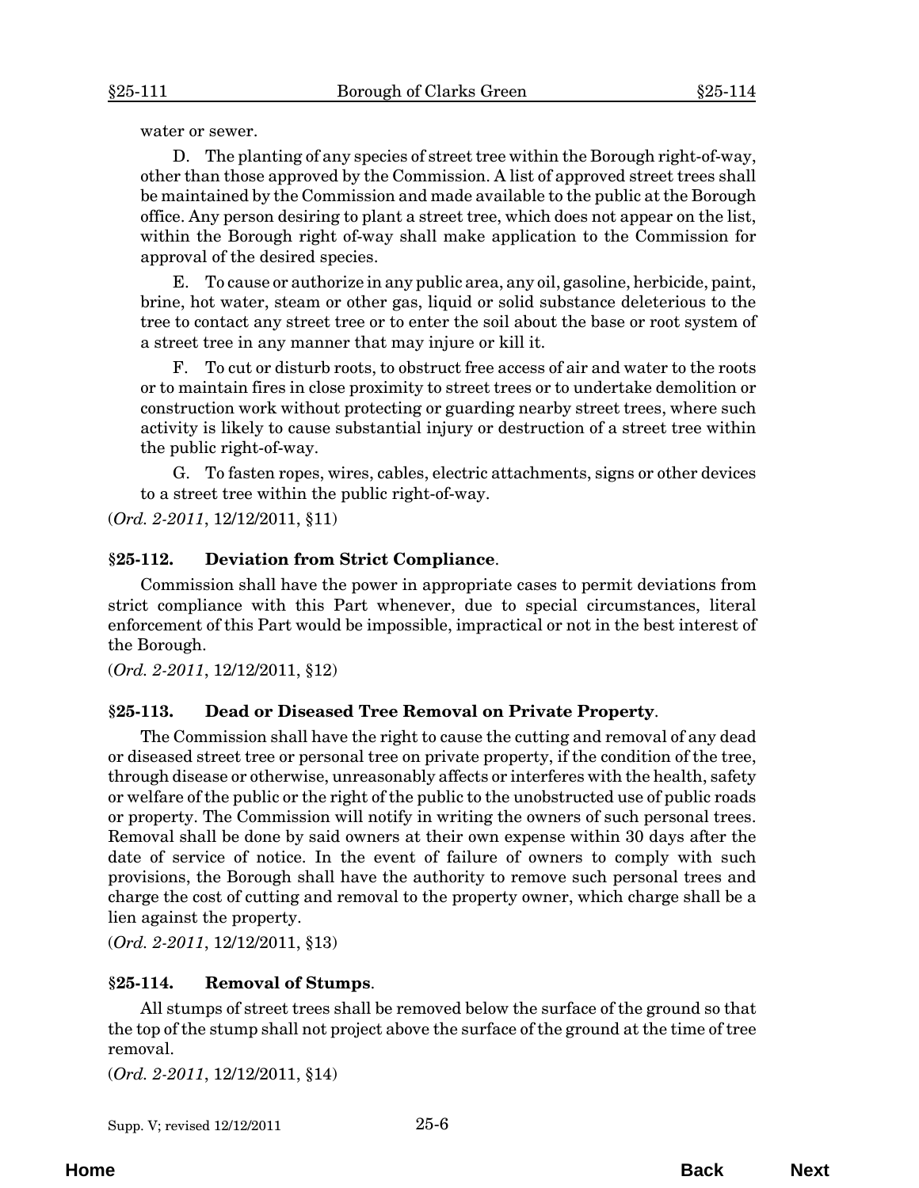water or sewer.

D. The planting of any species of street tree within the Borough right-of-way, other than those approved by the Commission. A list of approved street trees shall be maintained by the Commission and made available to the public at the Borough office. Any person desiring to plant a street tree, which does not appear on the list, within the Borough right of-way shall make application to the Commission for approval of the desired species.

E. To cause or authorize in any public area, any oil, gasoline, herbicide, paint, brine, hot water, steam or other gas, liquid or solid substance deleterious to the tree to contact any street tree or to enter the soil about the base or root system of a street tree in any manner that may injure or kill it.

F. To cut or disturb roots, to obstruct free access of air and water to the roots or to maintain fires in close proximity to street trees or to undertake demolition or construction work without protecting or guarding nearby street trees, where such activity is likely to cause substantial injury or destruction of a street tree within the public right-of-way.

G. To fasten ropes, wires, cables, electric attachments, signs or other devices to a street tree within the public right-of-way.

(*Ord. 2-2011*, 12/12/2011, §11)

### §25-112. Deviation from Strict Compliance.

Commission shall have the power in appropriate cases to permit deviations from strict compliance with this Part whenever, due to special circumstances, literal enforcement of this Part would be impossible, impractical or not in the best interest of the Borough.

(*Ord. 2-2011*, 12/12/2011, §12)

### §25-113. Dead or Diseased Tree Removal on Private Property.

The Commission shall have the right to cause the cutting and removal of any dead or diseased street tree or personal tree on private property, if the condition of the tree, through disease or otherwise, unreasonably affects or interferes with the health, safety or welfare of the public or the right of the public to the unobstructed use of public roads or property. The Commission will notify in writing the owners of such personal trees. Removal shall be done by said owners at their own expense within 30 days after the date of service of notice. In the event of failure of owners to comply with such provisions, the Borough shall have the authority to remove such personal trees and charge the cost of cutting and removal to the property owner, which charge shall be a lien against the property.

(*Ord. 2-2011*, 12/12/2011, §13)

### §25-114. Removal of Stumps.

All stumps of street trees shall be removed below the surface of the ground so that the top of the stump shall not project above the surface of the ground at the time of tree removal.

(*Ord. 2-2011*, 12/12/2011, §14)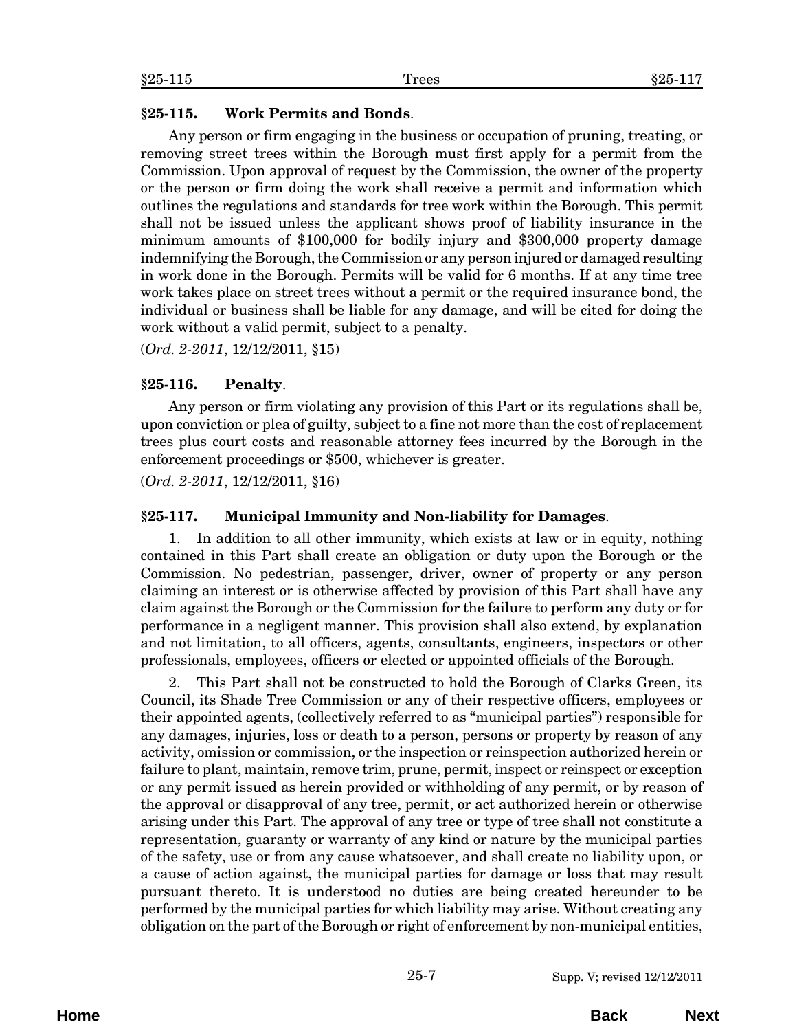### §25-115. Work Permits and Bonds.

Any person or firm engaging in the business or occupation of pruning, treating, or removing street trees within the Borough must first apply for a permit from the Commission. Upon approval of request by the Commission, the owner of the property or the person or firm doing the work shall receive a permit and information which outlines the regulations and standards for tree work within the Borough. This permit shall not be issued unless the applicant shows proof of liability insurance in the minimum amounts of $100,000 for bodily injury and $300,000 property damage indemnifying the Borough, the Commission or any person injured or damaged resulting in work done in the Borough. Permits will be valid for 6 months. If at any time tree work takes place on street trees without a permit or the required insurance bond, the individual or business shall be liable for any damage, and will be cited for doing the work without a valid permit, subject to a penalty.

(*Ord. 2-2011*, 12/12/2011, §15)

### §25-116. Penalty.

Any person or firm violating any provision of this Part or its regulations shall be, upon conviction or plea of guilty, subject to a fine not more than the cost of replacement trees plus court costs and reasonable attorney fees incurred by the Borough in the enforcement proceedings or $500, whichever is greater.

(*Ord. 2-2011*, 12/12/2011, §16)

### §25-117. Municipal Immunity and Non-liability for Damages.

1. In addition to all other immunity, which exists at law or in equity, nothing contained in this Part shall create an obligation or duty upon the Borough or the Commission. No pedestrian, passenger, driver, owner of property or any person claiming an interest or is otherwise affected by provision of this Part shall have any claim against the Borough or the Commission for the failure to perform any duty or for performance in a negligent manner. This provision shall also extend, by explanation and not limitation, to all officers, agents, consultants, engineers, inspectors or other professionals, employees, officers or elected or appointed officials of the Borough.

2. This Part shall not be constructed to hold the Borough of Clarks Green, its Council, its Shade Tree Commission or any of their respective officers, employees or their appointed agents, (collectively referred to as "municipal parties") responsible for any damages, injuries, loss or death to a person, persons or property by reason of any activity, omission or commission, or the inspection or reinspection authorized herein or failure to plant, maintain, remove trim, prune, permit, inspect or reinspect or exception or any permit issued as herein provided or withholding of any permit, or by reason of the approval or disapproval of any tree, permit, or act authorized herein or otherwise arising under this Part. The approval of any tree or type of tree shall not constitute a representation, guaranty or warranty of any kind or nature by the municipal parties of the safety, use or from any cause whatsoever, and shall create no liability upon, or a cause of action against, the municipal parties for damage or loss that may result pursuant thereto. It is understood no duties are being created hereunder to be performed by the municipal parties for which liability may arise. Without creating any obligation on the part of the Borough or right of enforcement by non-municipal entities,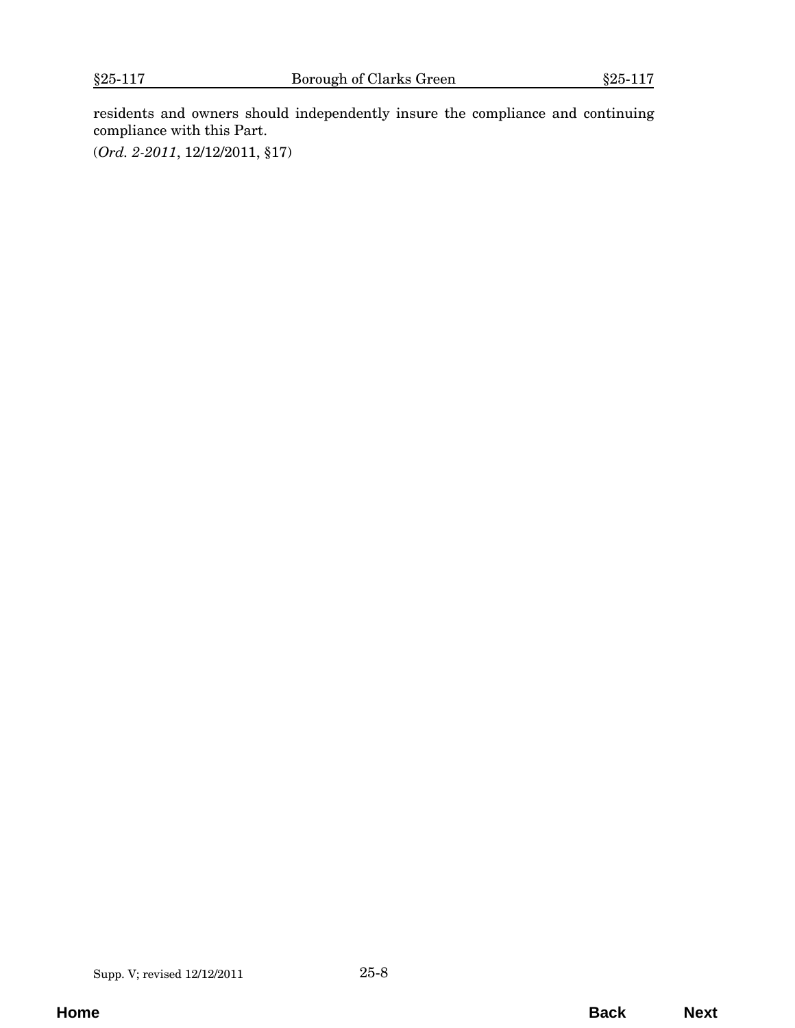residents and owners should independently insure the compliance and continuing compliance with this Part.

(*Ord. 2-2011*, 12/12/2011, §17)